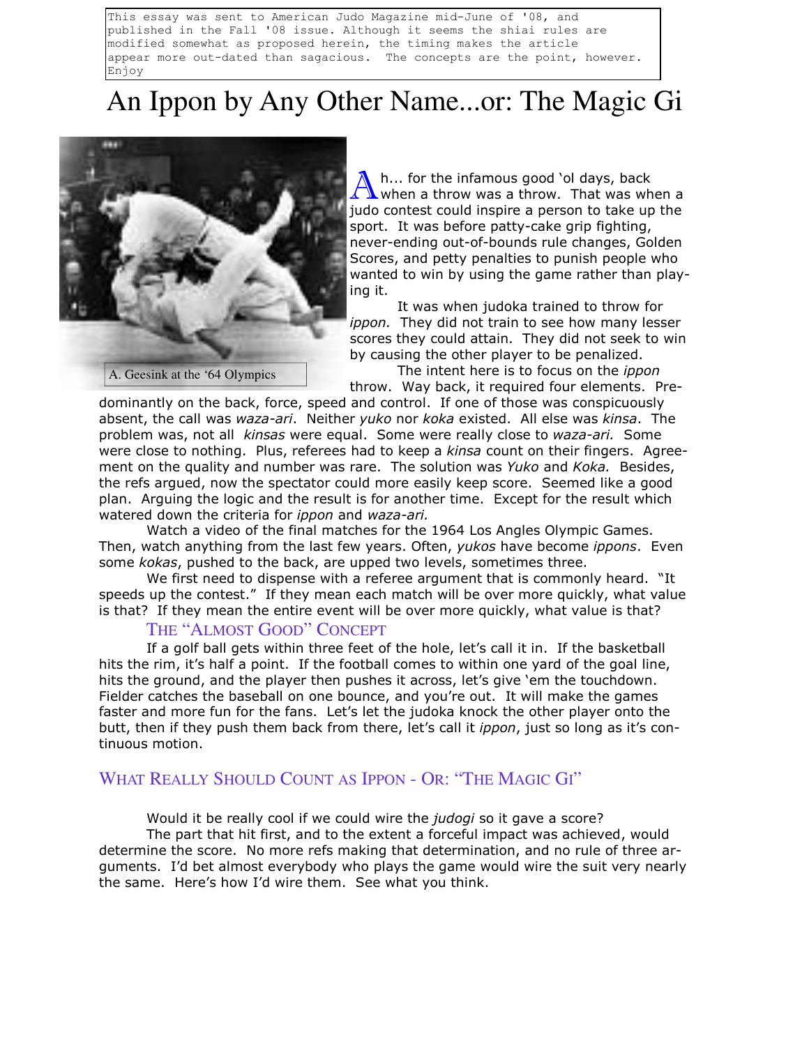This essay was sent to American Judo Magazine mid-June of '08, and published in the Fall '08 issue. Although it seems the shiai rules are modified somewhat as proposed herein, the timing makes the article appear more out-dated than sagacious. The concepts are the point, however. Enjoy

# An Ippon by Any Other Name...or: The Magic Gi

A. Geesink at the '64 Olympics

Ah... for the infamous good 'ol days, back when a throw was a throw. That was when a judo contest could inspire a person to take up the sport. It was before patty-cake grip fighting, never-ending out-of-bounds rule changes, Golden Scores, and petty penalties to punish people who wanted to win by using the game rather than playing it.

It was when judoka trained to throw for *ippon.* They did not train to see how many lesser scores they could attain. They did not seek to win by causing the other player to be penalized.

The intent here is to focus on the *ippon* throw. Way back, it required four elements. Predominantly on the back, force, speed and control. If one of those was conspicuously absent, the call was *waza-ari*. Neither *yuko* nor *koka* existed. All else was *kinsa*. The problem was, not all *kinsas* were equal. Some were really close to *waza-ari.* Some were close to nothing. Plus, referees had to keep a *kinsa* count on their fingers. Agreement on the quality and number was rare. The solution was *Yuko* and *Koka.* Besides, the refs argued, now the spectator could more easily keep score. Seemed like a good plan. Arguing the logic and the result is for another time. Except for the result which watered down the criteria for *ippon* and *waza-ari.*

Watch a video of the final matches for the 1964 Los Angles Olympic Games. Then, watch anything from the last few years. Often, *yukos* have become *ippons*. Even some *kokas*, pushed to the back, are upped two levels, sometimes three.

We first need to dispense with a referee argument that is commonly heard. "It speeds up the contest." If they mean each match will be over more quickly, what value is that? If they mean the entire event will be over more quickly, what value is that?

### The "Almost Good" Concept

If a golf ball gets within three feet of the hole, let's call it in. If the basketball hits the rim, it's half a point. If the football comes to within one yard of the goal line, hits the ground, and the player then pushes it across, let's give 'em the touchdown. Fielder catches the baseball on one bounce, and you're out. It will make the games faster and more fun for the fans. Let's let the judoka knock the other player onto the butt, then if they push them back from there, let's call it *ippon*, just so long as it's continuous motion.

## What Really Should Count as Ippon - Or: "The Magic Gi"

Would it be really cool if we could wire the *judogi* so it gave a score?

The part that hit first, and to the extent a forceful impact was achieved, would determine the score. No more refs making that determination, and no rule of three arguments. I'd bet almost everybody who plays the game would wire the suit very nearly the same. Here's how I'd wire them. See what you think.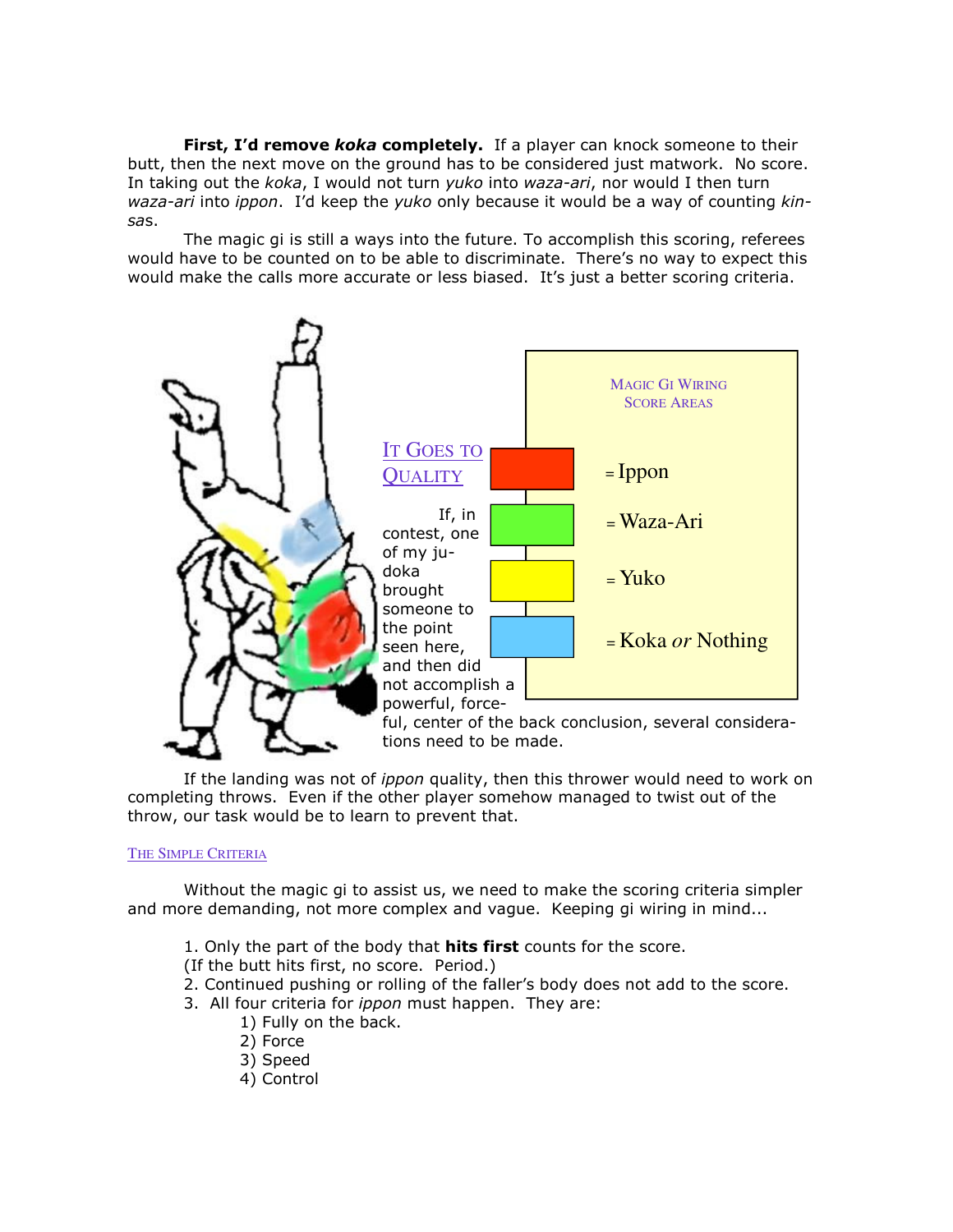**First, I'd remove *koka* completely.** If a player can knock someone to their butt, then the next move on the ground has to be considered just matwork. No score. In taking out the *koka*, I would not turn *yuko* into *waza-ari*, nor would I then turn *waza-ari* into *ippon*. I'd keep the *yuko* only because it would be a way of counting *kin-sas*.

The magic gi is still a ways into the future. To accomplish this scoring, referees would have to be counted on to be able to discriminate. There's no way to expect this would make the calls more accurate or less biased. It's just a better scoring criteria.

MAGIC GI WIRING SCORE AREAS

= Ippon

= Waza-Ari

= Yuko

= Koka *or* Nothing

## IT GOES TO QUALITY

If, in contest, one of my ju-doka brought someone to the point seen here, and then did not accomplish a powerful, force-ful, center of the back conclusion, several considera-tions need to be made.

If the landing was not of *ippon* quality, then this thrower would need to work on completing throws. Even if the other player somehow managed to twist out of the throw, our task would be to learn to prevent that.

### THE SIMPLE CRITERIA

Without the magic gi to assist us, we need to make the scoring criteria simpler and more demanding, not more complex and vague. Keeping gi wiring in mind...

1. Only the part of the body that **hits first** counts for the score.
   (If the butt hits first, no score. Period.)
2. Continued pushing or rolling of the faller's body does not add to the score.
3. All four criteria for *ippon* must happen. They are:
   1) Fully on the back.
   2) Force
   3) Speed
   4) Control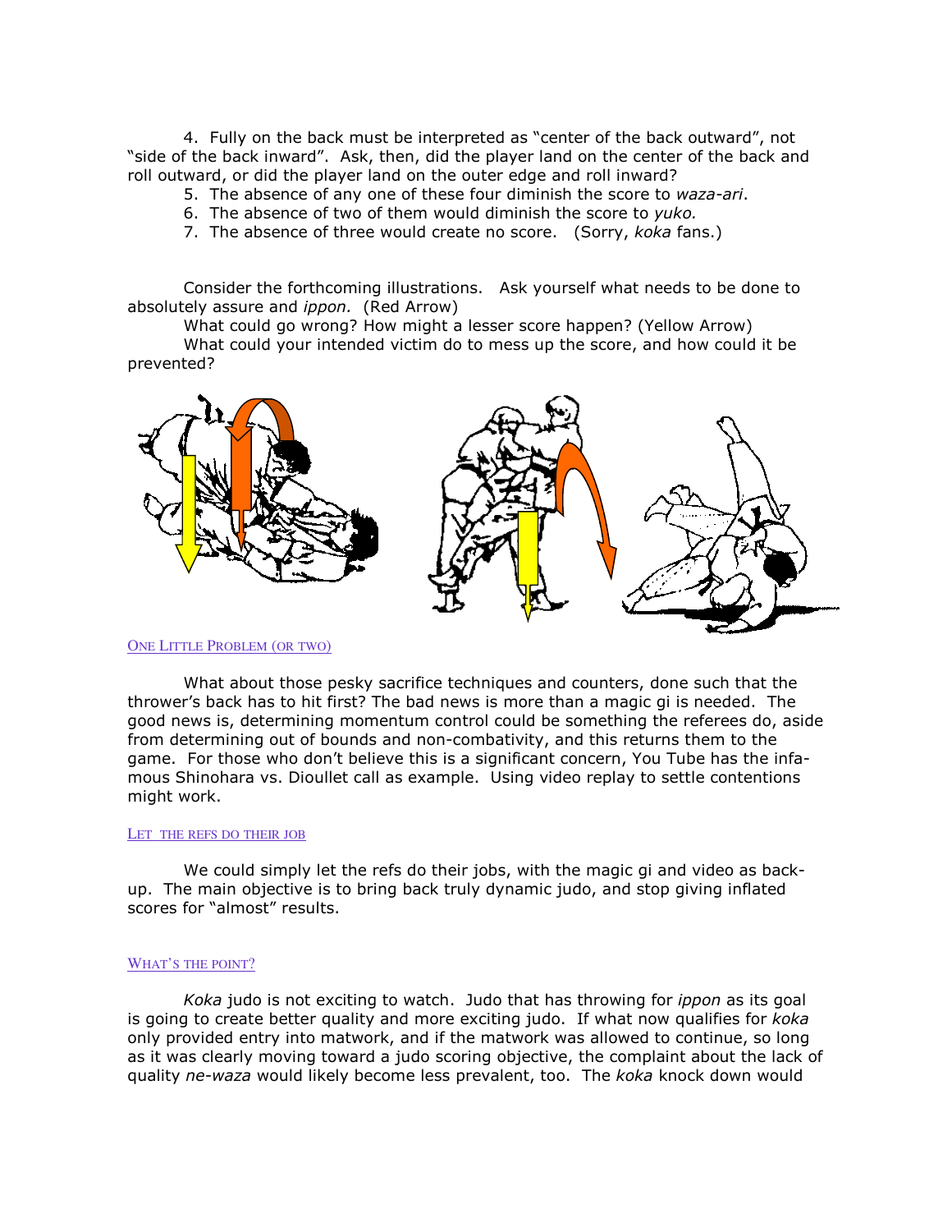4. Fully on the back must be interpreted as "center of the back outward", not "side of the back inward". Ask, then, did the player land on the center of the back and roll outward, or did the player land on the outer edge and roll inward?

5. The absence of any one of these four diminish the score to *waza-ari*.
6. The absence of two of them would diminish the score to *yuko.*
7. The absence of three would create no score. (Sorry, *koka* fans.)

Consider the forthcoming illustrations. Ask yourself what needs to be done to absolutely assure and *ippon.* (Red Arrow)

What could go wrong? How might a lesser score happen? (Yellow Arrow)

What could your intended victim do to mess up the score, and how could it be prevented?

## One Little Problem (or two)

What about those pesky sacrifice techniques and counters, done such that the thrower's back has to hit first? The bad news is more than a magic gi is needed. The good news is, determining momentum control could be something the referees do, aside from determining out of bounds and non-combativity, and this returns them to the game. For those who don't believe this is a significant concern, You Tube has the infamous Shinohara vs. Dioullet call as example. Using video replay to settle contentions might work.

## Let the refs do their job

We could simply let the refs do their jobs, with the magic gi and video as back-up. The main objective is to bring back truly dynamic judo, and stop giving inflated scores for "almost" results.

## What's the point?

*Koka* judo is not exciting to watch. Judo that has throwing for *ippon* as its goal is going to create better quality and more exciting judo. If what now qualifies for *koka* only provided entry into matwork, and if the matwork was allowed to continue, so long as it was clearly moving toward a judo scoring objective, the complaint about the lack of quality *ne-waza* would likely become less prevalent, too. The *koka* knock down would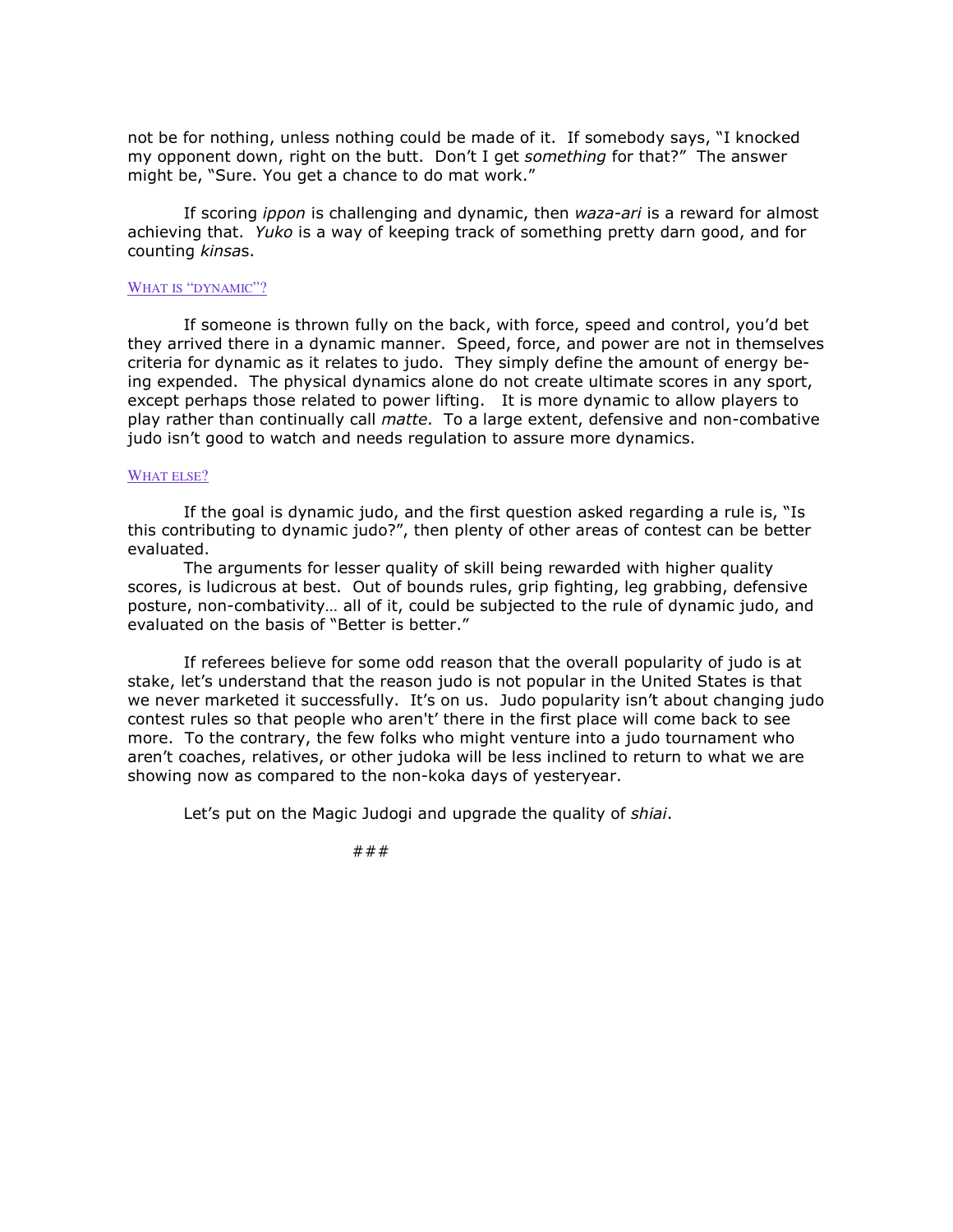not be for nothing, unless nothing could be made of it. If somebody says, "I knocked my opponent down, right on the butt. Don't I get *something* for that?" The answer might be, "Sure. You get a chance to do mat work."

If scoring *ippon* is challenging and dynamic, then *waza-ari* is a reward for almost achieving that. *Yuko* is a way of keeping track of something pretty darn good, and for counting *kinsa*s.

### What is "dynamic"?

If someone is thrown fully on the back, with force, speed and control, you'd bet they arrived there in a dynamic manner. Speed, force, and power are not in themselves criteria for dynamic as it relates to judo. They simply define the amount of energy being expended. The physical dynamics alone do not create ultimate scores in any sport, except perhaps those related to power lifting. It is more dynamic to allow players to play rather than continually call *matte*. To a large extent, defensive and non-combative judo isn't good to watch and needs regulation to assure more dynamics.

### What else?

If the goal is dynamic judo, and the first question asked regarding a rule is, "Is this contributing to dynamic judo?", then plenty of other areas of contest can be better evaluated.

The arguments for lesser quality of skill being rewarded with higher quality scores, is ludicrous at best. Out of bounds rules, grip fighting, leg grabbing, defensive posture, non-combativity… all of it, could be subjected to the rule of dynamic judo, and evaluated on the basis of "Better is better."

If referees believe for some odd reason that the overall popularity of judo is at stake, let's understand that the reason judo is not popular in the United States is that we never marketed it successfully. It's on us. Judo popularity isn't about changing judo contest rules so that people who aren't' there in the first place will come back to see more. To the contrary, the few folks who might venture into a judo tournament who aren't coaches, relatives, or other judoka will be less inclined to return to what we are showing now as compared to the non-koka days of yesteryear.

Let's put on the Magic Judogi and upgrade the quality of *shiai*.

###